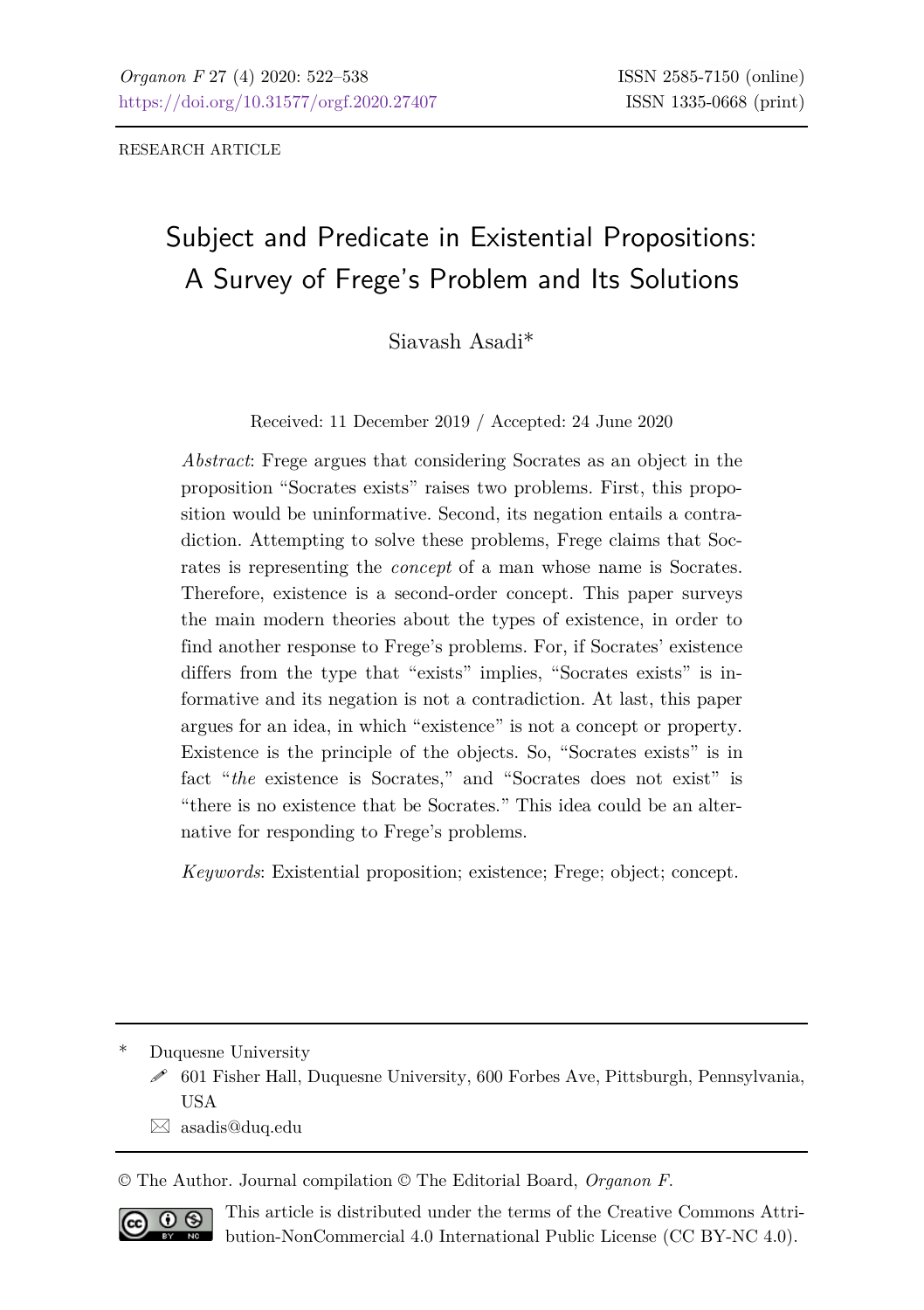RESEARCH ARTICLE

# Subject and Predicate in Existential Propositions: A Survey of Frege's Problem and Its Solutions

Siavash Asadi*

Received: 11 December 2019 / Accepted: 24 June 2020

*Abstract*: Frege argues that considering Socrates as an object in the proposition "Socrates exists" raises two problems. First, this proposition would be uninformative. Second, its negation entails a contradiction. Attempting to solve these problems, Frege claims that Socrates is representing the *concept* of a man whose name is Socrates. Therefore, existence is a second-order concept. This paper surveys the main modern theories about the types of existence, in order to find another response to Frege's problems. For, if Socrates' existence differs from the type that "exists" implies, "Socrates exists" is informative and its negation is not a contradiction. At last, this paper argues for an idea, in which "existence" is not a concept or property. Existence is the principle of the objects. So, "Socrates exists" is in fact "*the* existence is Socrates," and "Socrates does not exist" is "there is no existence that be Socrates." This idea could be an alternative for responding to Frege's problems.

*Keywords*: Existential proposition; existence; Frege; object; concept.

---

\* Duquesne University
601 Fisher Hall, Duquesne University, 600 Forbes Ave, Pittsburgh, Pennsylvania, USA
asadis@duq.edu

© The Author. Journal compilation © The Editorial Board, *Organon F*.

This article is distributed under the terms of the Creative Commons Attribution-NonCommercial 4.0 International Public License (CC BY-NC 4.0).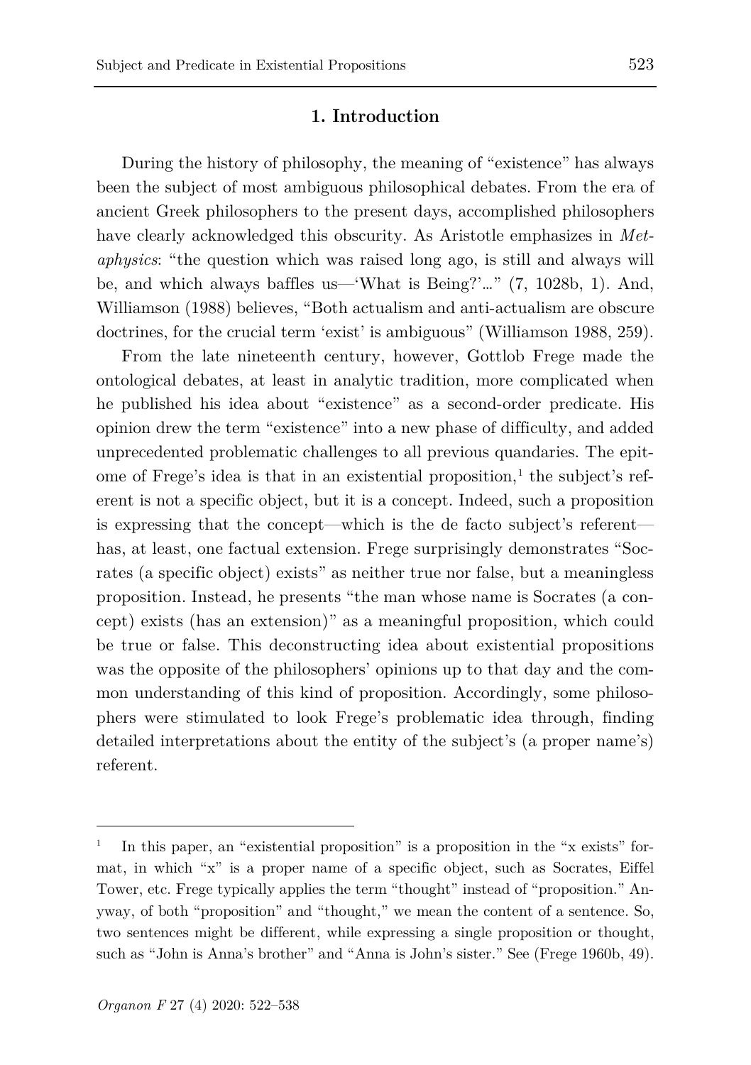## 1. Introduction

During the history of philosophy, the meaning of "existence" has always been the subject of most ambiguous philosophical debates. From the era of ancient Greek philosophers to the present days, accomplished philosophers have clearly acknowledged this obscurity. As Aristotle emphasizes in *Metaphysics*: "the question which was raised long ago, is still and always will be, and which always baffles us—'What is Being?'…" (7, 1028b, 1). And, Williamson (1988) believes, "Both actualism and anti-actualism are obscure doctrines, for the crucial term 'exist' is ambiguous" (Williamson 1988, 259).

From the late nineteenth century, however, Gottlob Frege made the ontological debates, at least in analytic tradition, more complicated when he published his idea about "existence" as a second-order predicate. His opinion drew the term "existence" into a new phase of difficulty, and added unprecedented problematic challenges to all previous quandaries. The epitome of Frege's idea is that in an existential proposition,[1] the subject's referent is not a specific object, but it is a concept. Indeed, such a proposition is expressing that the concept—which is the de facto subject's referent—has, at least, one factual extension. Frege surprisingly demonstrates "Socrates (a specific object) exists" as neither true nor false, but a meaningless proposition. Instead, he presents "the man whose name is Socrates (a concept) exists (has an extension)" as a meaningful proposition, which could be true or false. This deconstructing idea about existential propositions was the opposite of the philosophers' opinions up to that day and the common understanding of this kind of proposition. Accordingly, some philosophers were stimulated to look Frege's problematic idea through, finding detailed interpretations about the entity of the subject's (a proper name's) referent.

---

[1] In this paper, an "existential proposition" is a proposition in the "x exists" format, in which "x" is a proper name of a specific object, such as Socrates, Eiffel Tower, etc. Frege typically applies the term "thought" instead of "proposition." Anyway, of both "proposition" and "thought," we mean the content of a sentence. So, two sentences might be different, while expressing a single proposition or thought, such as "John is Anna's brother" and "Anna is John's sister." See (Frege 1960b, 49).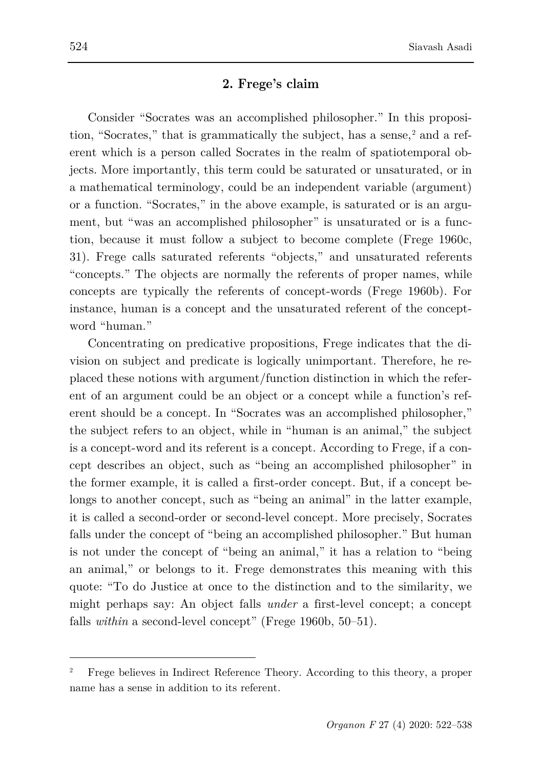## 2. Frege's claim

Consider "Socrates was an accomplished philosopher." In this proposition, "Socrates," that is grammatically the subject, has a sense,[2] and a referent which is a person called Socrates in the realm of spatiotemporal objects. More importantly, this term could be saturated or unsaturated, or in a mathematical terminology, could be an independent variable (argument) or a function. "Socrates," in the above example, is saturated or is an argument, but "was an accomplished philosopher" is unsaturated or is a function, because it must follow a subject to become complete (Frege 1960c, 31). Frege calls saturated referents "objects," and unsaturated referents "concepts." The objects are normally the referents of proper names, while concepts are typically the referents of concept-words (Frege 1960b). For instance, human is a concept and the unsaturated referent of the concept-word "human."

Concentrating on predicative propositions, Frege indicates that the division on subject and predicate is logically unimportant. Therefore, he replaced these notions with argument/function distinction in which the referent of an argument could be an object or a concept while a function's referent should be a concept. In "Socrates was an accomplished philosopher," the subject refers to an object, while in "human is an animal," the subject is a concept-word and its referent is a concept. According to Frege, if a concept describes an object, such as "being an accomplished philosopher" in the former example, it is called a first-order concept. But, if a concept belongs to another concept, such as "being an animal" in the latter example, it is called a second-order or second-level concept. More precisely, Socrates falls under the concept of "being an accomplished philosopher." But human is not under the concept of "being an animal," it has a relation to "being an animal," or belongs to it. Frege demonstrates this meaning with this quote: "To do Justice at once to the distinction and to the similarity, we might perhaps say: An object falls *under* a first-level concept; a concept falls *within* a second-level concept" (Frege 1960b, 50–51).

---

[2] Frege believes in Indirect Reference Theory. According to this theory, a proper name has a sense in addition to its referent.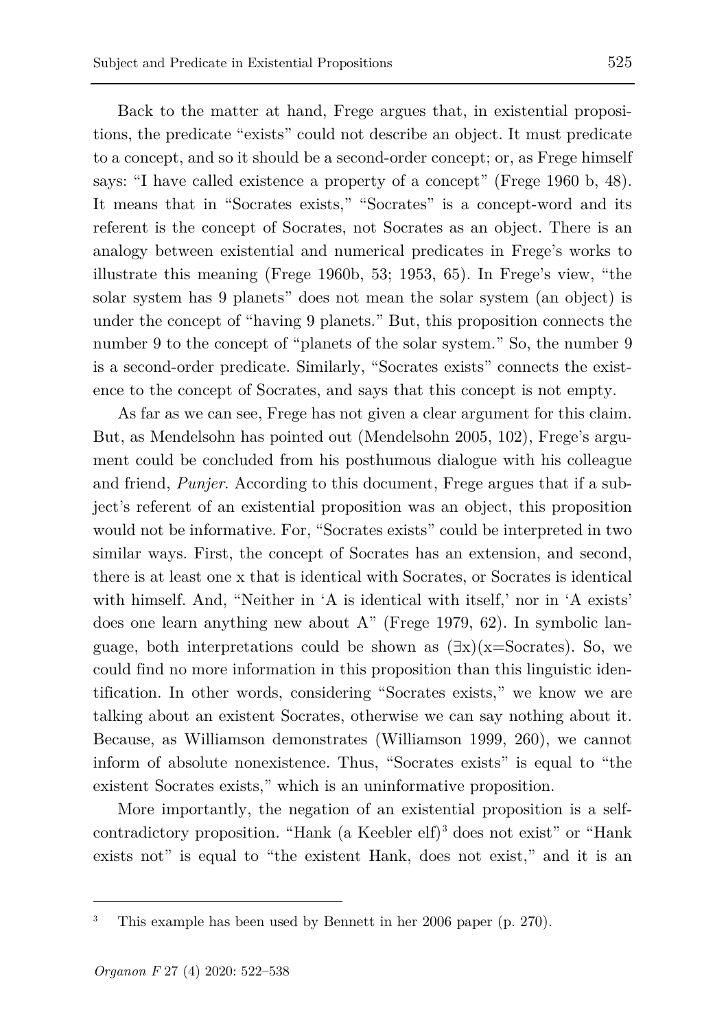Back to the matter at hand, Frege argues that, in existential propositions, the predicate "exists" could not describe an object. It must predicate to a concept, and so it should be a second-order concept; or, as Frege himself says: "I have called existence a property of a concept" (Frege 1960 b, 48). It means that in "Socrates exists," "Socrates" is a concept-word and its referent is the concept of Socrates, not Socrates as an object. There is an analogy between existential and numerical predicates in Frege's works to illustrate this meaning (Frege 1960b, 53; 1953, 65). In Frege's view, "the solar system has 9 planets" does not mean the solar system (an object) is under the concept of "having 9 planets." But, this proposition connects the number 9 to the concept of "planets of the solar system." So, the number 9 is a second-order predicate. Similarly, "Socrates exists" connects the existence to the concept of Socrates, and says that this concept is not empty.

As far as we can see, Frege has not given a clear argument for this claim. But, as Mendelsohn has pointed out (Mendelsohn 2005, 102), Frege's argument could be concluded from his posthumous dialogue with his colleague and friend, *Punjer*. According to this document, Frege argues that if a subject's referent of an existential proposition was an object, this proposition would not be informative. For, "Socrates exists" could be interpreted in two similar ways. First, the concept of Socrates has an extension, and second, there is at least one x that is identical with Socrates, or Socrates is identical with himself. And, "Neither in 'A is identical with itself,' nor in 'A exists' does one learn anything new about A" (Frege 1979, 62). In symbolic language, both interpretations could be shown as $(\exists x)(x{=}\text{Socrates})$. So, we could find no more information in this proposition than this linguistic identification. In other words, considering "Socrates exists," we know we are talking about an existent Socrates, otherwise we can say nothing about it. Because, as Williamson demonstrates (Williamson 1999, 260), we cannot inform of absolute nonexistence. Thus, "Socrates exists" is equal to "the existent Socrates exists," which is an uninformative proposition.

More importantly, the negation of an existential proposition is a self-contradictory proposition. "Hank (a Keebler elf)[3] does not exist" or "Hank exists not" is equal to "the existent Hank, does not exist," and it is an

---

[3] This example has been used by Bennett in her 2006 paper (p. 270).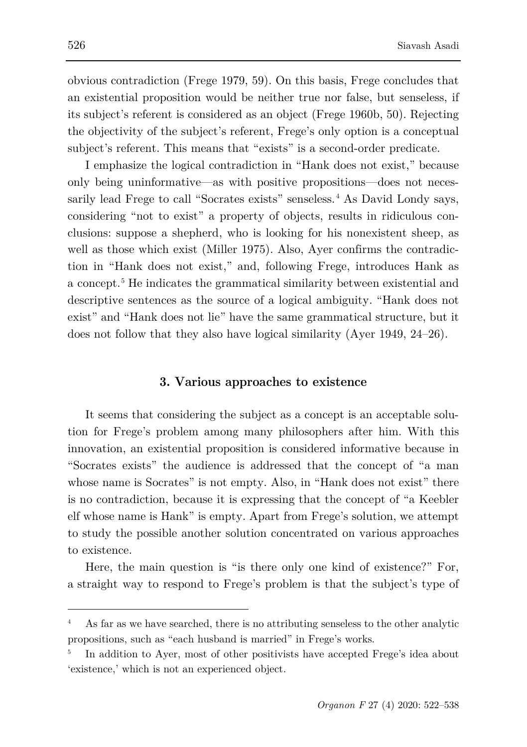obvious contradiction (Frege 1979, 59). On this basis, Frege concludes that an existential proposition would be neither true nor false, but senseless, if its subject's referent is considered as an object (Frege 1960b, 50). Rejecting the objectivity of the subject's referent, Frege's only option is a conceptual subject's referent. This means that "exists" is a second-order predicate.

I emphasize the logical contradiction in "Hank does not exist," because only being uninformative—as with positive propositions—does not necessarily lead Frege to call "Socrates exists" senseless.[4] As David Londy says, considering "not to exist" a property of objects, results in ridiculous conclusions: suppose a shepherd, who is looking for his nonexistent sheep, as well as those which exist (Miller 1975). Also, Ayer confirms the contradiction in "Hank does not exist," and, following Frege, introduces Hank as a concept.[5] He indicates the grammatical similarity between existential and descriptive sentences as the source of a logical ambiguity. "Hank does not exist" and "Hank does not lie" have the same grammatical structure, but it does not follow that they also have logical similarity (Ayer 1949, 24–26).

## 3. Various approaches to existence

It seems that considering the subject as a concept is an acceptable solution for Frege's problem among many philosophers after him. With this innovation, an existential proposition is considered informative because in "Socrates exists" the audience is addressed that the concept of "a man whose name is Socrates" is not empty. Also, in "Hank does not exist" there is no contradiction, because it is expressing that the concept of "a Keebler elf whose name is Hank" is empty. Apart from Frege's solution, we attempt to study the possible another solution concentrated on various approaches to existence.

Here, the main question is "is there only one kind of existence?" For, a straight way to respond to Frege's problem is that the subject's type of

---

[4] As far as we have searched, there is no attributing senseless to the other analytic propositions, such as "each husband is married" in Frege's works.

[5] In addition to Ayer, most of other positivists have accepted Frege's idea about 'existence,' which is not an experienced object.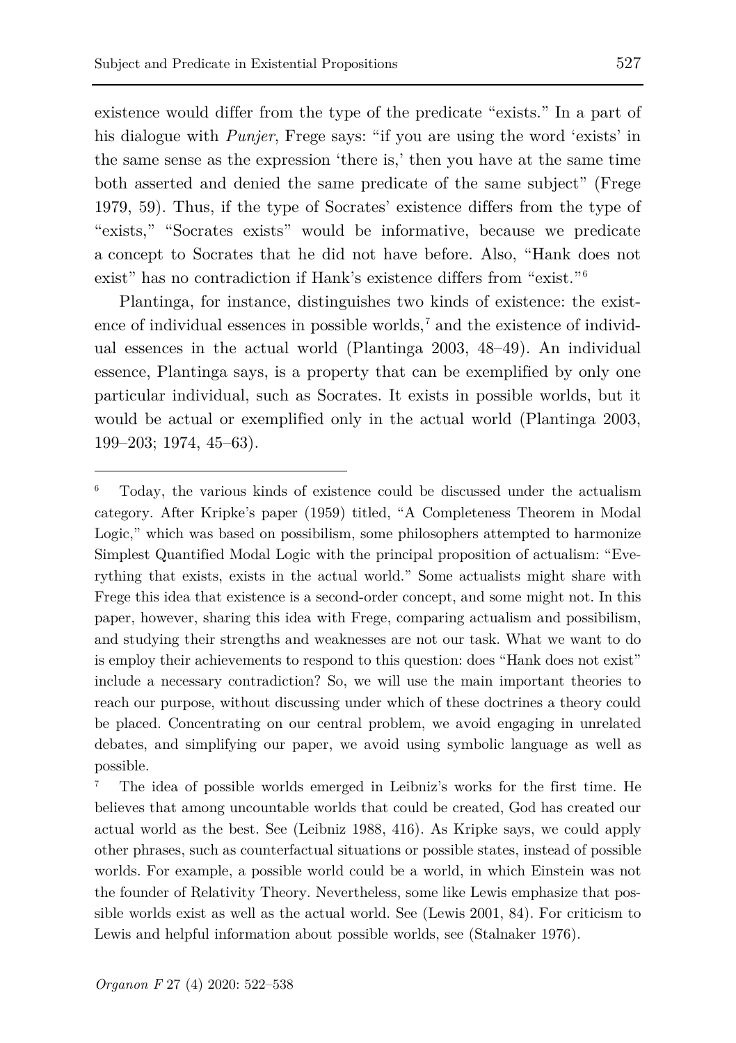existence would differ from the type of the predicate "exists." In a part of his dialogue with *Punjer*, Frege says: "if you are using the word 'exists' in the same sense as the expression 'there is,' then you have at the same time both asserted and denied the same predicate of the same subject" (Frege 1979, 59). Thus, if the type of Socrates' existence differs from the type of "exists," "Socrates exists" would be informative, because we predicate a concept to Socrates that he did not have before. Also, "Hank does not exist" has no contradiction if Hank's existence differs from "exist."[6]

Plantinga, for instance, distinguishes two kinds of existence: the existence of individual essences in possible worlds,[7] and the existence of individual essences in the actual world (Plantinga 2003, 48–49). An individual essence, Plantinga says, is a property that can be exemplified by only one particular individual, such as Socrates. It exists in possible worlds, but it would be actual or exemplified only in the actual world (Plantinga 2003, 199–203; 1974, 45–63).

---

[6] Today, the various kinds of existence could be discussed under the actualism category. After Kripke's paper (1959) titled, "A Completeness Theorem in Modal Logic," which was based on possibilism, some philosophers attempted to harmonize Simplest Quantified Modal Logic with the principal proposition of actualism: "Everything that exists, exists in the actual world." Some actualists might share with Frege this idea that existence is a second-order concept, and some might not. In this paper, however, sharing this idea with Frege, comparing actualism and possibilism, and studying their strengths and weaknesses are not our task. What we want to do is employ their achievements to respond to this question: does "Hank does not exist" include a necessary contradiction? So, we will use the main important theories to reach our purpose, without discussing under which of these doctrines a theory could be placed. Concentrating on our central problem, we avoid engaging in unrelated debates, and simplifying our paper, we avoid using symbolic language as well as possible.

[7] The idea of possible worlds emerged in Leibniz's works for the first time. He believes that among uncountable worlds that could be created, God has created our actual world as the best. See (Leibniz 1988, 416). As Kripke says, we could apply other phrases, such as counterfactual situations or possible states, instead of possible worlds. For example, a possible world could be a world, in which Einstein was not the founder of Relativity Theory. Nevertheless, some like Lewis emphasize that possible worlds exist as well as the actual world. See (Lewis 2001, 84). For criticism to Lewis and helpful information about possible worlds, see (Stalnaker 1976).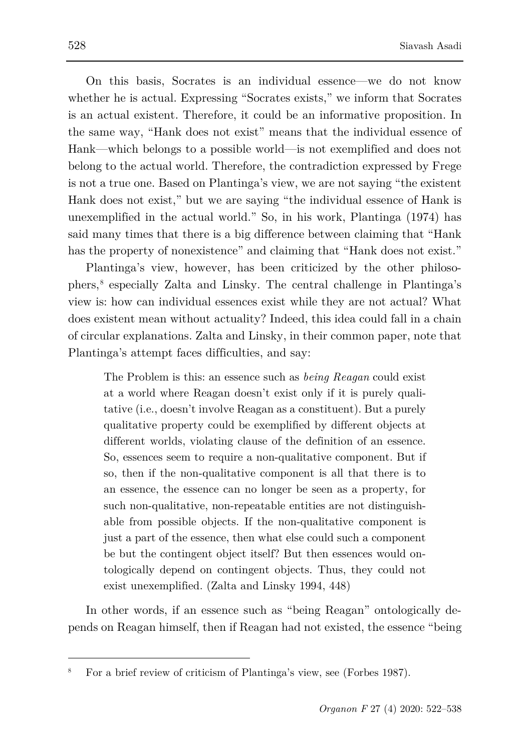On this basis, Socrates is an individual essence—we do not know whether he is actual. Expressing "Socrates exists," we inform that Socrates is an actual existent. Therefore, it could be an informative proposition. In the same way, "Hank does not exist" means that the individual essence of Hank—which belongs to a possible world—is not exemplified and does not belong to the actual world. Therefore, the contradiction expressed by Frege is not a true one. Based on Plantinga's view, we are not saying "the existent Hank does not exist," but we are saying "the individual essence of Hank is unexemplified in the actual world." So, in his work, Plantinga (1974) has said many times that there is a big difference between claiming that "Hank has the property of nonexistence" and claiming that "Hank does not exist."

Plantinga's view, however, has been criticized by the other philosophers,[8] especially Zalta and Linsky. The central challenge in Plantinga's view is: how can individual essences exist while they are not actual? What does existent mean without actuality? Indeed, this idea could fall in a chain of circular explanations. Zalta and Linsky, in their common paper, note that Plantinga's attempt faces difficulties, and say:

> The Problem is this: an essence such as *being Reagan* could exist at a world where Reagan doesn't exist only if it is purely qualitative (i.e., doesn't involve Reagan as a constituent). But a purely qualitative property could be exemplified by different objects at different worlds, violating clause of the definition of an essence. So, essences seem to require a non-qualitative component. But if so, then if the non-qualitative component is all that there is to an essence, the essence can no longer be seen as a property, for such non-qualitative, non-repeatable entities are not distinguishable from possible objects. If the non-qualitative component is just a part of the essence, then what else could such a component be but the contingent object itself? But then essences would ontologically depend on contingent objects. Thus, they could not exist unexemplified. (Zalta and Linsky 1994, 448)

In other words, if an essence such as "being Reagan" ontologically depends on Reagan himself, then if Reagan had not existed, the essence "being

---

[8] For a brief review of criticism of Plantinga's view, see (Forbes 1987).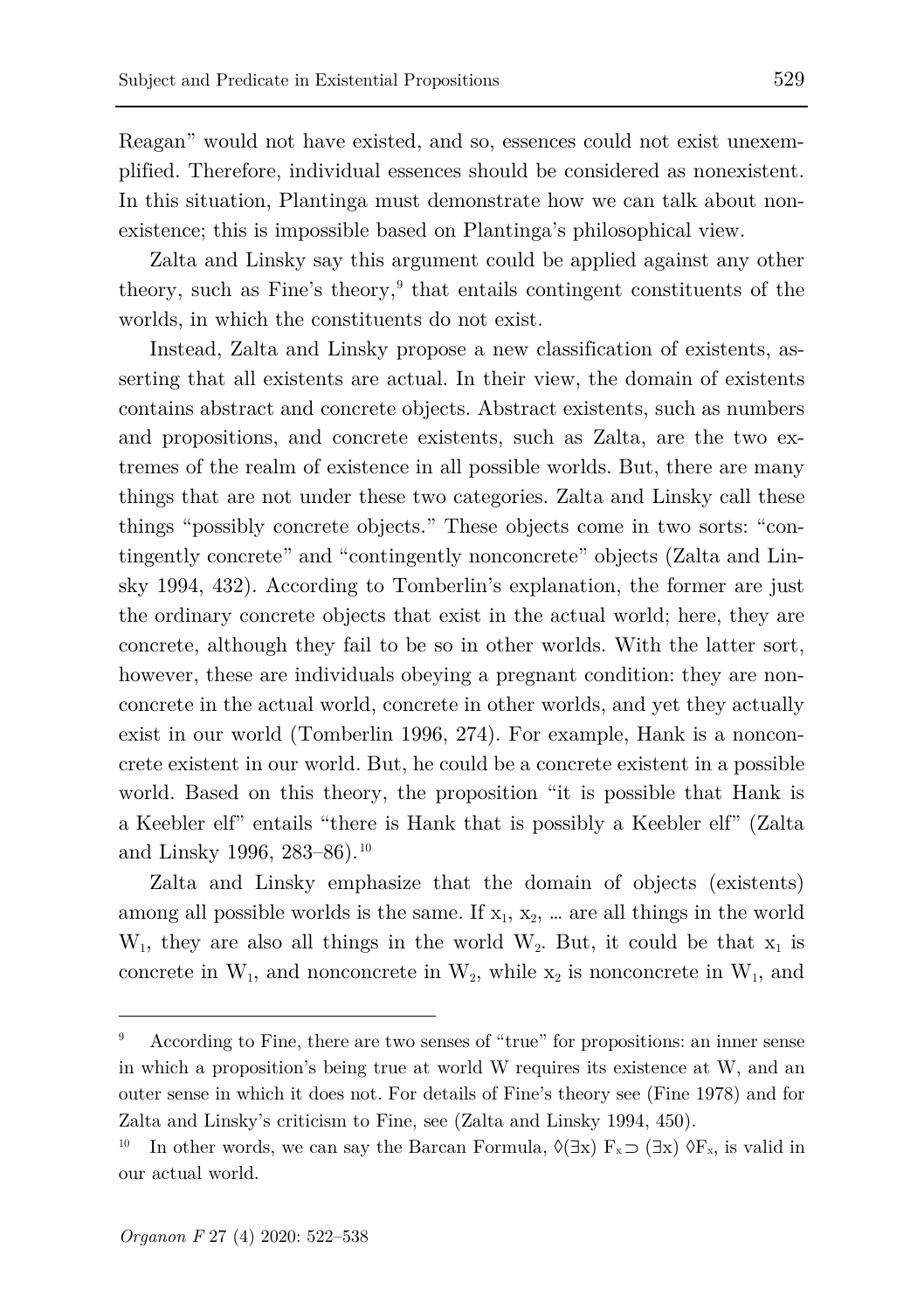Reagan" would not have existed, and so, essences could not exist unexemplified. Therefore, individual essences should be considered as nonexistent. In this situation, Plantinga must demonstrate how we can talk about nonexistence; this is impossible based on Plantinga's philosophical view.

Zalta and Linsky say this argument could be applied against any other theory, such as Fine's theory,[9] that entails contingent constituents of the worlds, in which the constituents do not exist.

Instead, Zalta and Linsky propose a new classification of existents, asserting that all existents are actual. In their view, the domain of existents contains abstract and concrete objects. Abstract existents, such as numbers and propositions, and concrete existents, such as Zalta, are the two extremes of the realm of existence in all possible worlds. But, there are many things that are not under these two categories. Zalta and Linsky call these things "possibly concrete objects." These objects come in two sorts: "contingently concrete" and "contingently nonconcrete" objects (Zalta and Linsky 1994, 432). According to Tomberlin's explanation, the former are just the ordinary concrete objects that exist in the actual world; here, they are concrete, although they fail to be so in other worlds. With the latter sort, however, these are individuals obeying a pregnant condition: they are nonconcrete in the actual world, concrete in other worlds, and yet they actually exist in our world (Tomberlin 1996, 274). For example, Hank is a nonconcrete existent in our world. But, he could be a concrete existent in a possible world. Based on this theory, the proposition "it is possible that Hank is a Keebler elf" entails "there is Hank that is possibly a Keebler elf" (Zalta and Linsky 1996, 283–86).[10]

Zalta and Linsky emphasize that the domain of objects (existents) among all possible worlds is the same. If $x_1$, $x_2$, … are all things in the world $W_1$, they are also all things in the world $W_2$. But, it could be that $x_1$ is concrete in $W_1$, and nonconcrete in $W_2$, while $x_2$ is nonconcrete in $W_1$, and

---

[9] According to Fine, there are two senses of "true" for propositions: an inner sense in which a proposition's being true at world W requires its existence at W, and an outer sense in which it does not. For details of Fine's theory see (Fine 1978) and for Zalta and Linsky's criticism to Fine, see (Zalta and Linsky 1994, 450).

[10] In other words, we can say the Barcan Formula, $\Diamond(\exists x)\, F_x \supset (\exists x)\, \Diamond F_x$, is valid in our actual world.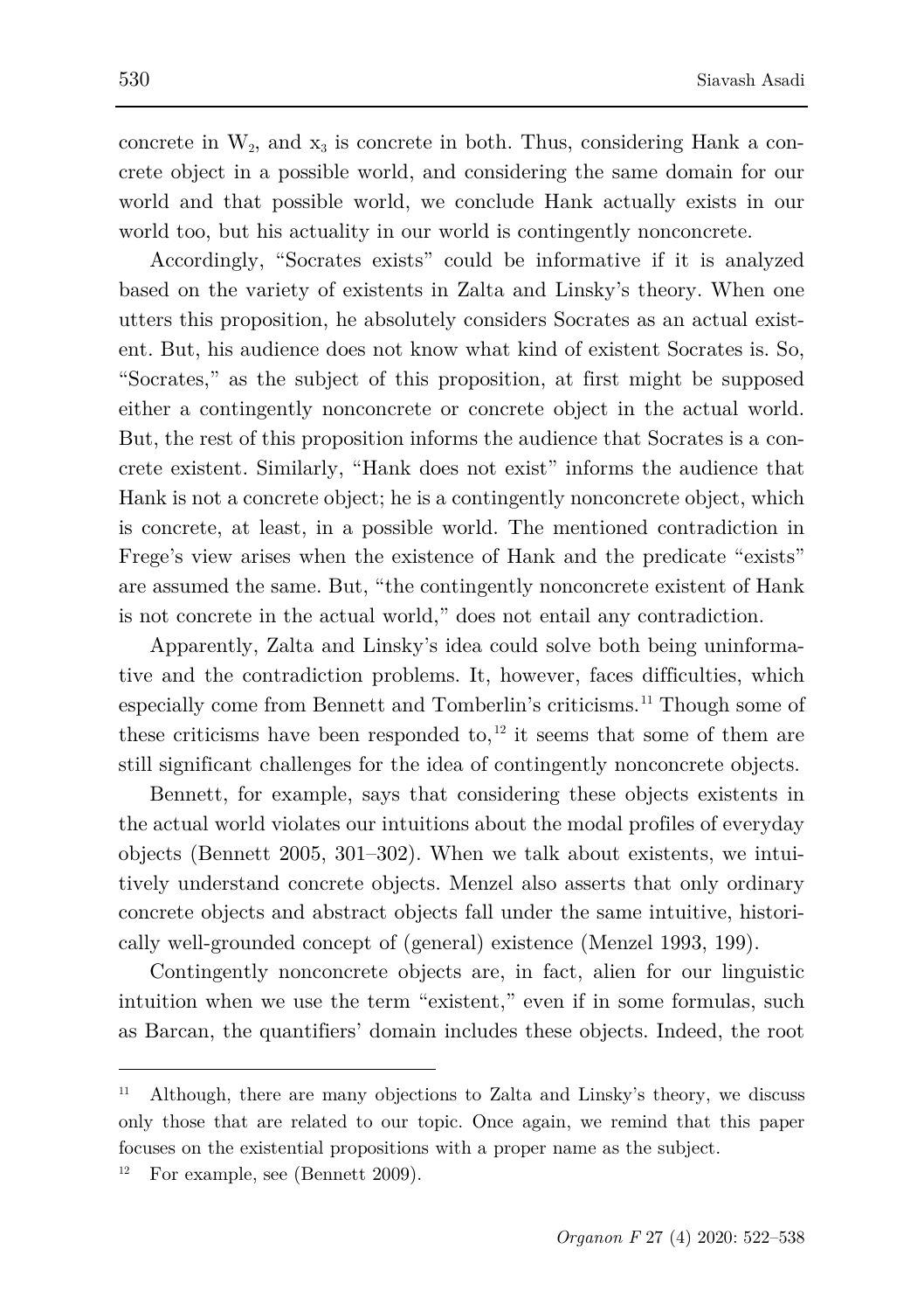concrete in $W_2$, and $x_3$ is concrete in both. Thus, considering Hank a concrete object in a possible world, and considering the same domain for our world and that possible world, we conclude Hank actually exists in our world too, but his actuality in our world is contingently nonconcrete.

Accordingly, "Socrates exists" could be informative if it is analyzed based on the variety of existents in Zalta and Linsky's theory. When one utters this proposition, he absolutely considers Socrates as an actual existent. But, his audience does not know what kind of existent Socrates is. So, "Socrates," as the subject of this proposition, at first might be supposed either a contingently nonconcrete or concrete object in the actual world. But, the rest of this proposition informs the audience that Socrates is a concrete existent. Similarly, "Hank does not exist" informs the audience that Hank is not a concrete object; he is a contingently nonconcrete object, which is concrete, at least, in a possible world. The mentioned contradiction in Frege's view arises when the existence of Hank and the predicate "exists" are assumed the same. But, "the contingently nonconcrete existent of Hank is not concrete in the actual world," does not entail any contradiction.

Apparently, Zalta and Linsky's idea could solve both being uninformative and the contradiction problems. It, however, faces difficulties, which especially come from Bennett and Tomberlin's criticisms.[11] Though some of these criticisms have been responded to,[12] it seems that some of them are still significant challenges for the idea of contingently nonconcrete objects.

Bennett, for example, says that considering these objects existents in the actual world violates our intuitions about the modal profiles of everyday objects (Bennett 2005, 301–302). When we talk about existents, we intuitively understand concrete objects. Menzel also asserts that only ordinary concrete objects and abstract objects fall under the same intuitive, historically well-grounded concept of (general) existence (Menzel 1993, 199).

Contingently nonconcrete objects are, in fact, alien for our linguistic intuition when we use the term "existent," even if in some formulas, such as Barcan, the quantifiers' domain includes these objects. Indeed, the root

---

[11] Although, there are many objections to Zalta and Linsky's theory, we discuss only those that are related to our topic. Once again, we remind that this paper focuses on the existential propositions with a proper name as the subject.

[12] For example, see (Bennett 2009).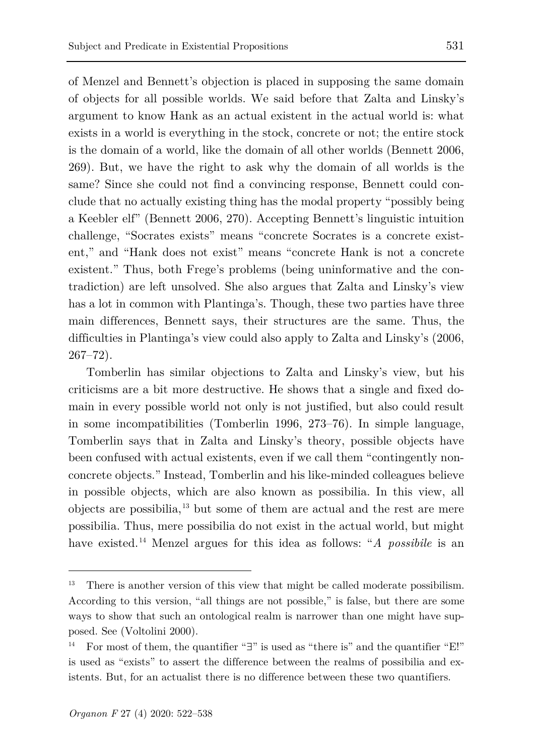of Menzel and Bennett's objection is placed in supposing the same domain of objects for all possible worlds. We said before that Zalta and Linsky's argument to know Hank as an actual existent in the actual world is: what exists in a world is everything in the stock, concrete or not; the entire stock is the domain of a world, like the domain of all other worlds (Bennett 2006, 269). But, we have the right to ask why the domain of all worlds is the same? Since she could not find a convincing response, Bennett could conclude that no actually existing thing has the modal property "possibly being a Keebler elf" (Bennett 2006, 270). Accepting Bennett's linguistic intuition challenge, "Socrates exists" means "concrete Socrates is a concrete existent," and "Hank does not exist" means "concrete Hank is not a concrete existent." Thus, both Frege's problems (being uninformative and the contradiction) are left unsolved. She also argues that Zalta and Linsky's view has a lot in common with Plantinga's. Though, these two parties have three main differences, Bennett says, their structures are the same. Thus, the difficulties in Plantinga's view could also apply to Zalta and Linsky's (2006, 267–72).

Tomberlin has similar objections to Zalta and Linsky's view, but his criticisms are a bit more destructive. He shows that a single and fixed domain in every possible world not only is not justified, but also could result in some incompatibilities (Tomberlin 1996, 273–76). In simple language, Tomberlin says that in Zalta and Linsky's theory, possible objects have been confused with actual existents, even if we call them "contingently non-concrete objects." Instead, Tomberlin and his like-minded colleagues believe in possible objects, which are also known as possibilia. In this view, all objects are possibilia,[13] but some of them are actual and the rest are mere possibilia. Thus, mere possibilia do not exist in the actual world, but might have existed.[14] Menzel argues for this idea as follows: "*A possibile* is an

---

[13] There is another version of this view that might be called moderate possibilism. According to this version, "all things are not possible," is false, but there are some ways to show that such an ontological realm is narrower than one might have supposed. See (Voltolini 2000).

[14] For most of them, the quantifier "∃" is used as "there is" and the quantifier "E!" is used as "exists" to assert the difference between the realms of possibilia and existents. But, for an actualist there is no difference between these two quantifiers.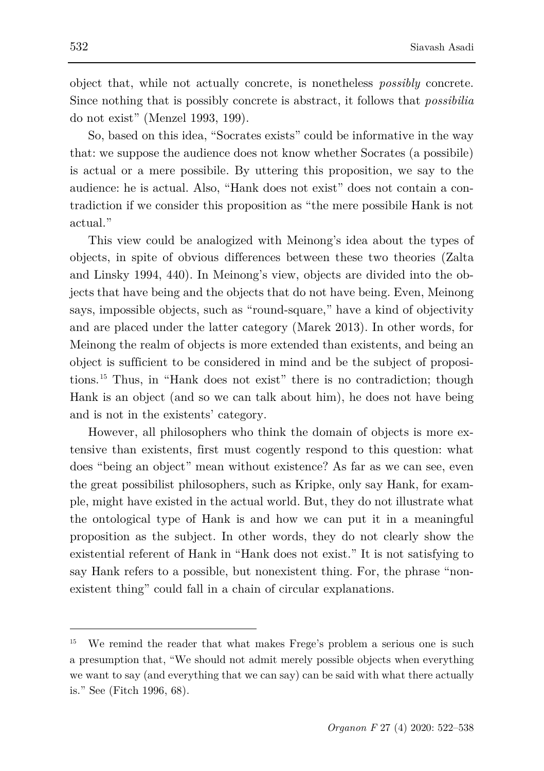object that, while not actually concrete, is nonetheless *possibly* concrete. Since nothing that is possibly concrete is abstract, it follows that *possibilia* do not exist" (Menzel 1993, 199).

So, based on this idea, "Socrates exists" could be informative in the way that: we suppose the audience does not know whether Socrates (a possibile) is actual or a mere possibile. By uttering this proposition, we say to the audience: he is actual. Also, "Hank does not exist" does not contain a contradiction if we consider this proposition as "the mere possibile Hank is not actual."

This view could be analogized with Meinong's idea about the types of objects, in spite of obvious differences between these two theories (Zalta and Linsky 1994, 440). In Meinong's view, objects are divided into the objects that have being and the objects that do not have being. Even, Meinong says, impossible objects, such as "round-square," have a kind of objectivity and are placed under the latter category (Marek 2013). In other words, for Meinong the realm of objects is more extended than existents, and being an object is sufficient to be considered in mind and be the subject of propositions.[15] Thus, in "Hank does not exist" there is no contradiction; though Hank is an object (and so we can talk about him), he does not have being and is not in the existents' category.

However, all philosophers who think the domain of objects is more extensive than existents, first must cogently respond to this question: what does "being an object" mean without existence? As far as we can see, even the great possibilist philosophers, such as Kripke, only say Hank, for example, might have existed in the actual world. But, they do not illustrate what the ontological type of Hank is and how we can put it in a meaningful proposition as the subject. In other words, they do not clearly show the existential referent of Hank in "Hank does not exist." It is not satisfying to say Hank refers to a possible, but nonexistent thing. For, the phrase "nonexistent thing" could fall in a chain of circular explanations.

---

[15] We remind the reader that what makes Frege's problem a serious one is such a presumption that, "We should not admit merely possible objects when everything we want to say (and everything that we can say) can be said with what there actually is." See (Fitch 1996, 68).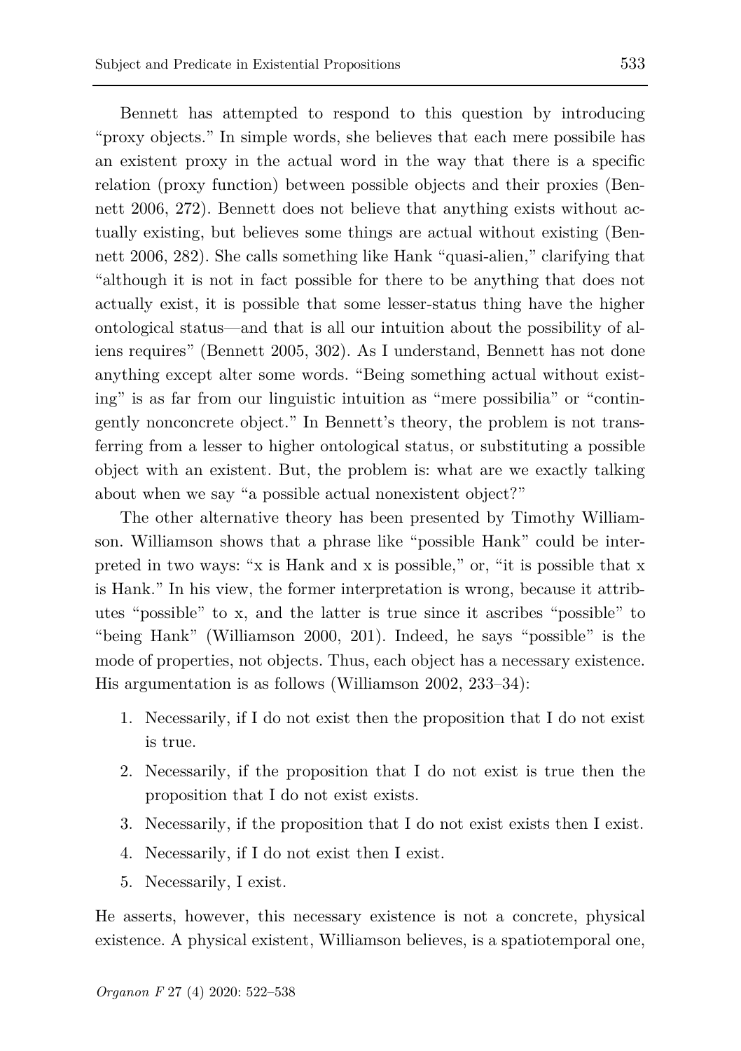Bennett has attempted to respond to this question by introducing "proxy objects." In simple words, she believes that each mere possibile has an existent proxy in the actual word in the way that there is a specific relation (proxy function) between possible objects and their proxies (Bennett 2006, 272). Bennett does not believe that anything exists without actually existing, but believes some things are actual without existing (Bennett 2006, 282). She calls something like Hank "quasi-alien," clarifying that "although it is not in fact possible for there to be anything that does not actually exist, it is possible that some lesser-status thing have the higher ontological status—and that is all our intuition about the possibility of aliens requires" (Bennett 2005, 302). As I understand, Bennett has not done anything except alter some words. "Being something actual without existing" is as far from our linguistic intuition as "mere possibilia" or "contingently nonconcrete object." In Bennett's theory, the problem is not transferring from a lesser to higher ontological status, or substituting a possible object with an existent. But, the problem is: what are we exactly talking about when we say "a possible actual nonexistent object?"

The other alternative theory has been presented by Timothy Williamson. Williamson shows that a phrase like "possible Hank" could be interpreted in two ways: "x is Hank and x is possible," or, "it is possible that x is Hank." In his view, the former interpretation is wrong, because it attributes "possible" to x, and the latter is true since it ascribes "possible" to "being Hank" (Williamson 2000, 201). Indeed, he says "possible" is the mode of properties, not objects. Thus, each object has a necessary existence. His argumentation is as follows (Williamson 2002, 233–34):

1. Necessarily, if I do not exist then the proposition that I do not exist is true.
2. Necessarily, if the proposition that I do not exist is true then the proposition that I do not exist exists.
3. Necessarily, if the proposition that I do not exist exists then I exist.
4. Necessarily, if I do not exist then I exist.
5. Necessarily, I exist.

He asserts, however, this necessary existence is not a concrete, physical existence. A physical existent, Williamson believes, is a spatiotemporal one,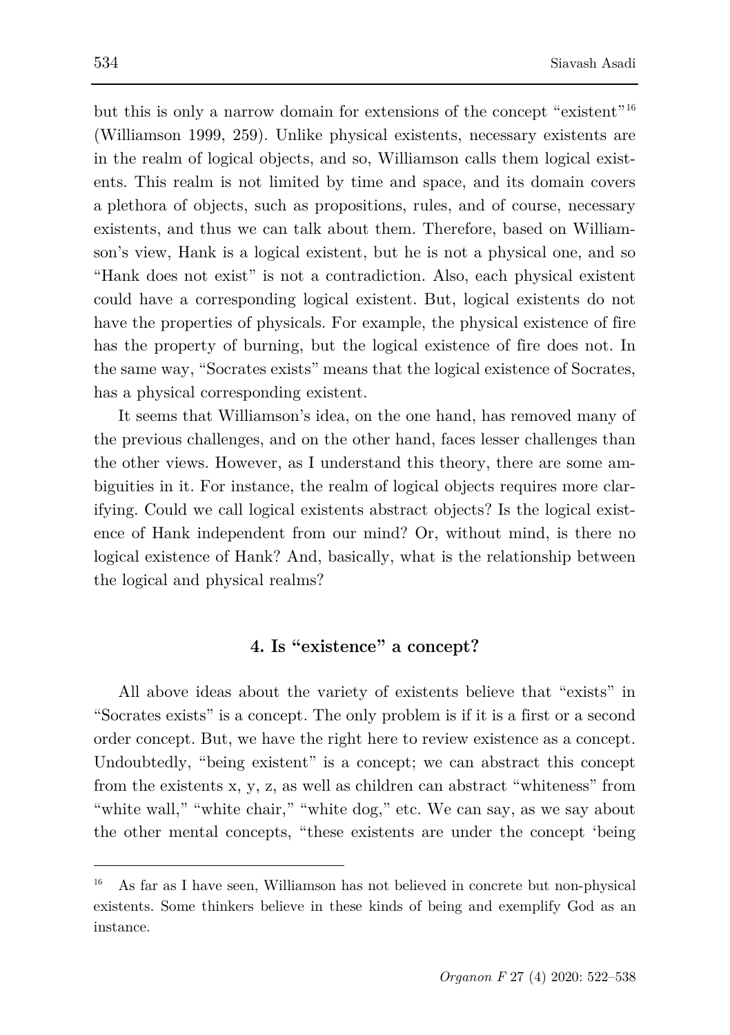but this is only a narrow domain for extensions of the concept "existent"[16] (Williamson 1999, 259). Unlike physical existents, necessary existents are in the realm of logical objects, and so, Williamson calls them logical existents. This realm is not limited by time and space, and its domain covers a plethora of objects, such as propositions, rules, and of course, necessary existents, and thus we can talk about them. Therefore, based on Williamson's view, Hank is a logical existent, but he is not a physical one, and so "Hank does not exist" is not a contradiction. Also, each physical existent could have a corresponding logical existent. But, logical existents do not have the properties of physicals. For example, the physical existence of fire has the property of burning, but the logical existence of fire does not. In the same way, "Socrates exists" means that the logical existence of Socrates, has a physical corresponding existent.

It seems that Williamson's idea, on the one hand, has removed many of the previous challenges, and on the other hand, faces lesser challenges than the other views. However, as I understand this theory, there are some ambiguities in it. For instance, the realm of logical objects requires more clarifying. Could we call logical existents abstract objects? Is the logical existence of Hank independent from our mind? Or, without mind, is there no logical existence of Hank? And, basically, what is the relationship between the logical and physical realms?

## 4. Is "existence" a concept?

All above ideas about the variety of existents believe that "exists" in "Socrates exists" is a concept. The only problem is if it is a first or a second order concept. But, we have the right here to review existence as a concept. Undoubtedly, "being existent" is a concept; we can abstract this concept from the existents x, y, z, as well as children can abstract "whiteness" from "white wall," "white chair," "white dog," etc. We can say, as we say about the other mental concepts, "these existents are under the concept 'being

---

[16] As far as I have seen, Williamson has not believed in concrete but non-physical existents. Some thinkers believe in these kinds of being and exemplify God as an instance.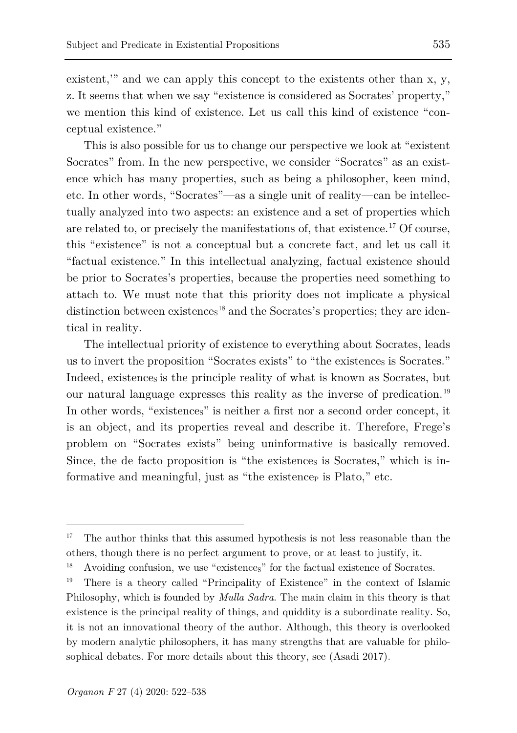existent,'" and we can apply this concept to the existents other than x, y, z. It seems that when we say "existence is considered as Socrates' property," we mention this kind of existence. Let us call this kind of existence "conceptual existence."

This is also possible for us to change our perspective we look at "existent Socrates" from. In the new perspective, we consider "Socrates" as an existence which has many properties, such as being a philosopher, keen mind, etc. In other words, "Socrates"—as a single unit of reality—can be intellectually analyzed into two aspects: an existence and a set of properties which are related to, or precisely the manifestations of, that existence.[17] Of course, this "existence" is not a conceptual but a concrete fact, and let us call it "factual existence." In this intellectual analyzing, factual existence should be prior to Socrates's properties, because the properties need something to attach to. We must note that this priority does not implicate a physical distinction between $\text{existences}_{S}$[18] and the Socrates's properties; they are identical in reality.

The intellectual priority of existence to everything about Socrates, leads us to invert the proposition "Socrates exists" to "the $\text{existence}_{S}$ is Socrates." Indeed, $\text{existence}_{S}$ is the principle reality of what is known as Socrates, but our natural language expresses this reality as the inverse of predication.[19] In other words, "$\text{existence}_{S}$" is neither a first nor a second order concept, it is an object, and its properties reveal and describe it. Therefore, Frege's problem on "Socrates exists" being uninformative is basically removed. Since, the de facto proposition is "the $\text{existence}_{S}$ is Socrates," which is informative and meaningful, just as "the $\text{existence}_{P}$ is Plato," etc.

---

[17] The author thinks that this assumed hypothesis is not less reasonable than the others, though there is no perfect argument to prove, or at least to justify, it.

[18] Avoiding confusion, we use "$\text{existence}_{S}$" for the factual existence of Socrates.

[19] There is a theory called "Principality of Existence" in the context of Islamic Philosophy, which is founded by *Mulla Sadra*. The main claim in this theory is that existence is the principal reality of things, and quiddity is a subordinate reality. So, it is not an innovational theory of the author. Although, this theory is overlooked by modern analytic philosophers, it has many strengths that are valuable for philosophical debates. For more details about this theory, see (Asadi 2017).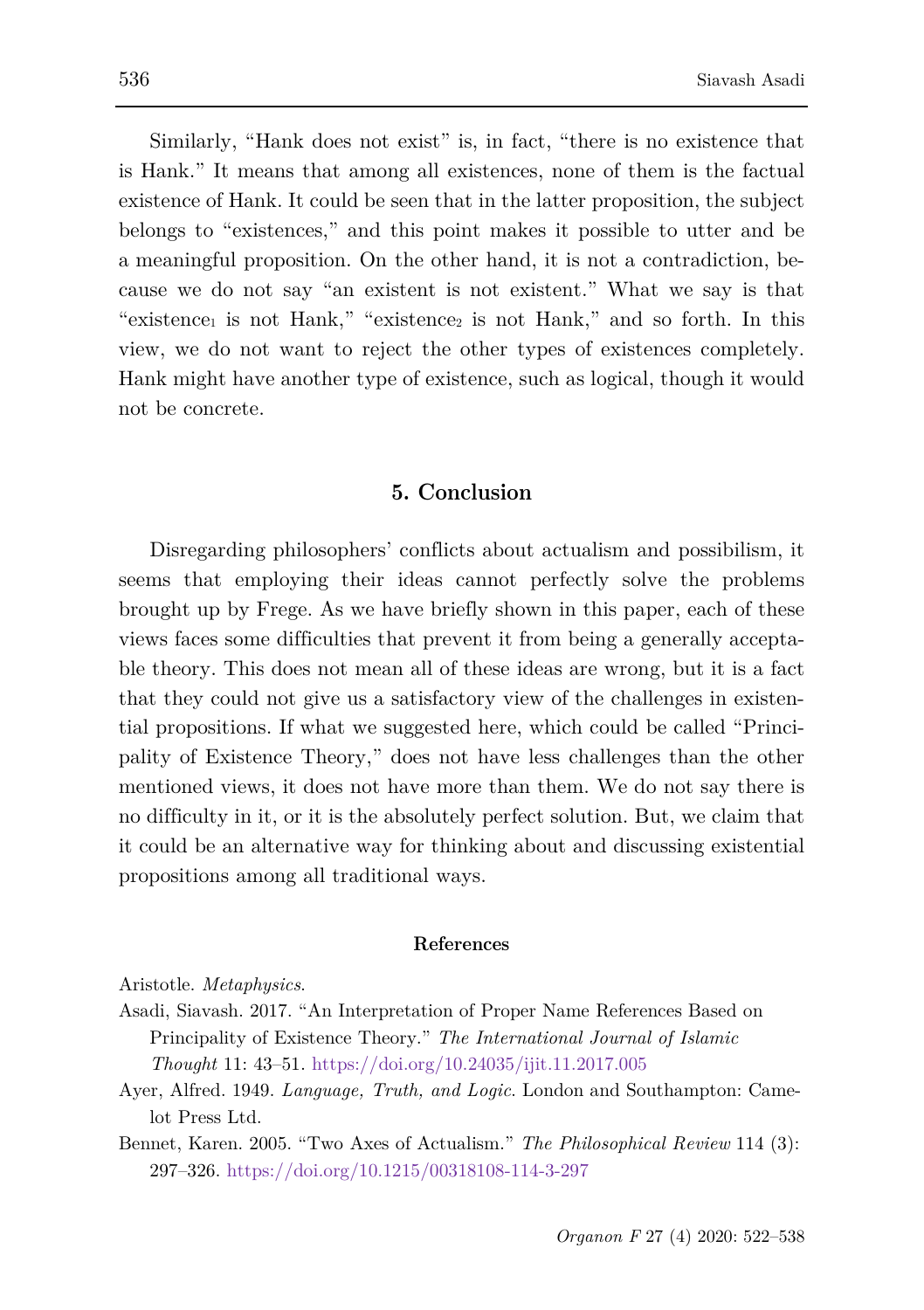Similarly, "Hank does not exist" is, in fact, "there is no existence that is Hank." It means that among all existences, none of them is the factual existence of Hank. It could be seen that in the latter proposition, the subject belongs to "existences," and this point makes it possible to utter and be a meaningful proposition. On the other hand, it is not a contradiction, because we do not say "an existent is not existent." What we say is that "$existence_1$ is not Hank," "$existence_2$ is not Hank," and so forth. In this view, we do not want to reject the other types of existences completely. Hank might have another type of existence, such as logical, though it would not be concrete.

## 5. Conclusion

Disregarding philosophers' conflicts about actualism and possibilism, it seems that employing their ideas cannot perfectly solve the problems brought up by Frege. As we have briefly shown in this paper, each of these views faces some difficulties that prevent it from being a generally acceptable theory. This does not mean all of these ideas are wrong, but it is a fact that they could not give us a satisfactory view of the challenges in existential propositions. If what we suggested here, which could be called "Principality of Existence Theory," does not have less challenges than the other mentioned views, it does not have more than them. We do not say there is no difficulty in it, or it is the absolutely perfect solution. But, we claim that it could be an alternative way for thinking about and discussing existential propositions among all traditional ways.

### References

Aristotle. *Metaphysics*.

Asadi, Siavash. 2017. "An Interpretation of Proper Name References Based on Principality of Existence Theory." *The International Journal of Islamic Thought* 11: 43–51. https://doi.org/10.24035/ijit.11.2017.005

Ayer, Alfred. 1949. *Language, Truth, and Logic*. London and Southampton: Camelot Press Ltd.

Bennet, Karen. 2005. "Two Axes of Actualism." *The Philosophical Review* 114 (3): 297–326. https://doi.org/10.1215/00318108-114-3-297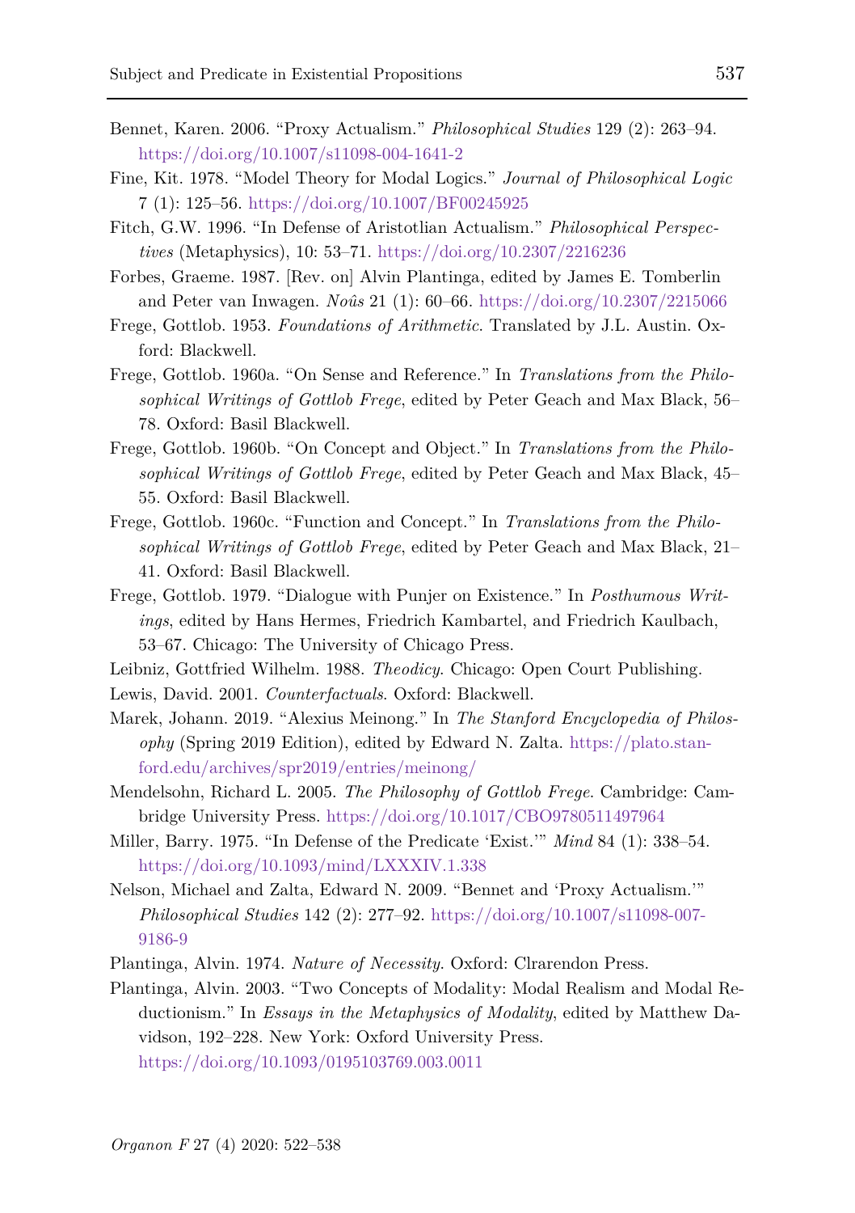Bennet, Karen. 2006. "Proxy Actualism." *Philosophical Studies* 129 (2): 263–94. https://doi.org/10.1007/s11098-004-1641-2

Fine, Kit. 1978. "Model Theory for Modal Logics." *Journal of Philosophical Logic* 7 (1): 125–56. https://doi.org/10.1007/BF00245925

Fitch, G.W. 1996. "In Defense of Aristotlian Actualism." *Philosophical Perspectives* (Metaphysics), 10: 53–71. https://doi.org/10.2307/2216236

Forbes, Graeme. 1987. [Rev. on] Alvin Plantinga, edited by James E. Tomberlin and Peter van Inwagen. *Noûs* 21 (1): 60–66. https://doi.org/10.2307/2215066

Frege, Gottlob. 1953. *Foundations of Arithmetic*. Translated by J.L. Austin. Oxford: Blackwell.

Frege, Gottlob. 1960a. "On Sense and Reference." In *Translations from the Philosophical Writings of Gottlob Frege*, edited by Peter Geach and Max Black, 56–78. Oxford: Basil Blackwell.

Frege, Gottlob. 1960b. "On Concept and Object." In *Translations from the Philosophical Writings of Gottlob Frege*, edited by Peter Geach and Max Black, 45–55. Oxford: Basil Blackwell.

Frege, Gottlob. 1960c. "Function and Concept." In *Translations from the Philosophical Writings of Gottlob Frege*, edited by Peter Geach and Max Black, 21–41. Oxford: Basil Blackwell.

Frege, Gottlob. 1979. "Dialogue with Punjer on Existence." In *Posthumous Writings*, edited by Hans Hermes, Friedrich Kambartel, and Friedrich Kaulbach, 53–67. Chicago: The University of Chicago Press.

Leibniz, Gottfried Wilhelm. 1988. *Theodicy*. Chicago: Open Court Publishing.

Lewis, David. 2001. *Counterfactuals*. Oxford: Blackwell.

Marek, Johann. 2019. "Alexius Meinong." In *The Stanford Encyclopedia of Philosophy* (Spring 2019 Edition), edited by Edward N. Zalta. https://plato.stanford.edu/archives/spr2019/entries/meinong/

Mendelsohn, Richard L. 2005. *The Philosophy of Gottlob Frege*. Cambridge: Cambridge University Press. https://doi.org/10.1017/CBO9780511497964

Miller, Barry. 1975. "In Defense of the Predicate 'Exist.'" *Mind* 84 (1): 338–54. https://doi.org/10.1093/mind/LXXXIV.1.338

Nelson, Michael and Zalta, Edward N. 2009. "Bennet and 'Proxy Actualism.'" *Philosophical Studies* 142 (2): 277–92. https://doi.org/10.1007/s11098-007-9186-9

Plantinga, Alvin. 1974. *Nature of Necessity*. Oxford: Clrarendon Press.

Plantinga, Alvin. 2003. "Two Concepts of Modality: Modal Realism and Modal Reductionism." In *Essays in the Metaphysics of Modality*, edited by Matthew Davidson, 192–228. New York: Oxford University Press. https://doi.org/10.1093/0195103769.003.0011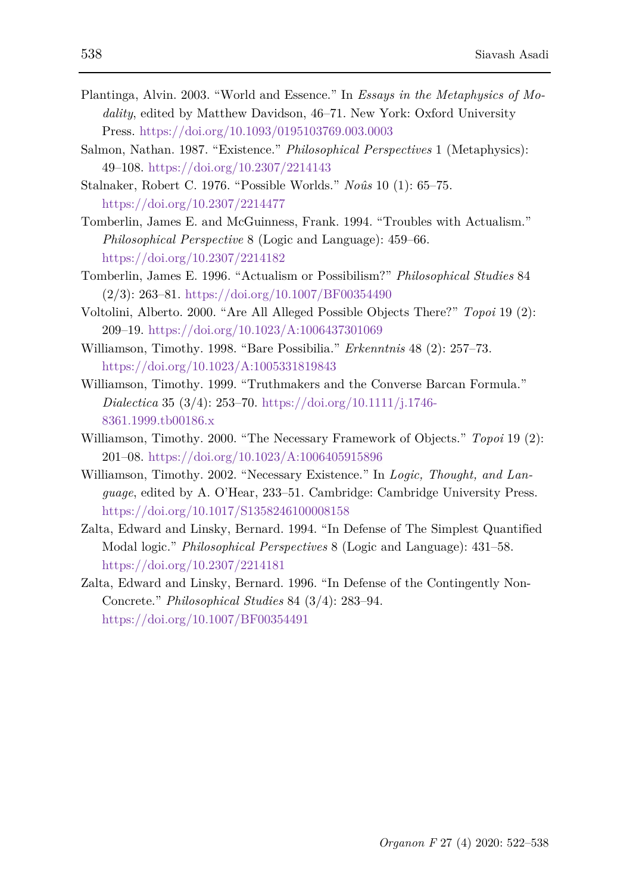Plantinga, Alvin. 2003. "World and Essence." In *Essays in the Metaphysics of Modality*, edited by Matthew Davidson, 46–71. New York: Oxford University Press. https://doi.org/10.1093/0195103769.003.0003

Salmon, Nathan. 1987. "Existence." *Philosophical Perspectives* 1 (Metaphysics): 49–108. https://doi.org/10.2307/2214143

Stalnaker, Robert C. 1976. "Possible Worlds." *Noûs* 10 (1): 65–75. https://doi.org/10.2307/2214477

Tomberlin, James E. and McGuinness, Frank. 1994. "Troubles with Actualism." *Philosophical Perspective* 8 (Logic and Language): 459–66. https://doi.org/10.2307/2214182

Tomberlin, James E. 1996. "Actualism or Possibilism?" *Philosophical Studies* 84 (2/3): 263–81. https://doi.org/10.1007/BF00354490

Voltolini, Alberto. 2000. "Are All Alleged Possible Objects There?" *Topoi* 19 (2): 209–19. https://doi.org/10.1023/A:1006437301069

Williamson, Timothy. 1998. "Bare Possibilia." *Erkenntnis* 48 (2): 257–73. https://doi.org/10.1023/A:1005331819843

Williamson, Timothy. 1999. "Truthmakers and the Converse Barcan Formula." *Dialectica* 35 (3/4): 253–70. https://doi.org/10.1111/j.1746-8361.1999.tb00186.x

Williamson, Timothy. 2000. "The Necessary Framework of Objects." *Topoi* 19 (2): 201–08. https://doi.org/10.1023/A:1006405915896

Williamson, Timothy. 2002. "Necessary Existence." In *Logic, Thought, and Language*, edited by A. O'Hear, 233–51. Cambridge: Cambridge University Press. https://doi.org/10.1017/S1358246100008158

Zalta, Edward and Linsky, Bernard. 1994. "In Defense of The Simplest Quantified Modal logic." *Philosophical Perspectives* 8 (Logic and Language): 431–58. https://doi.org/10.2307/2214181

Zalta, Edward and Linsky, Bernard. 1996. "In Defense of the Contingently Non-Concrete." *Philosophical Studies* 84 (3/4): 283–94. https://doi.org/10.1007/BF00354491